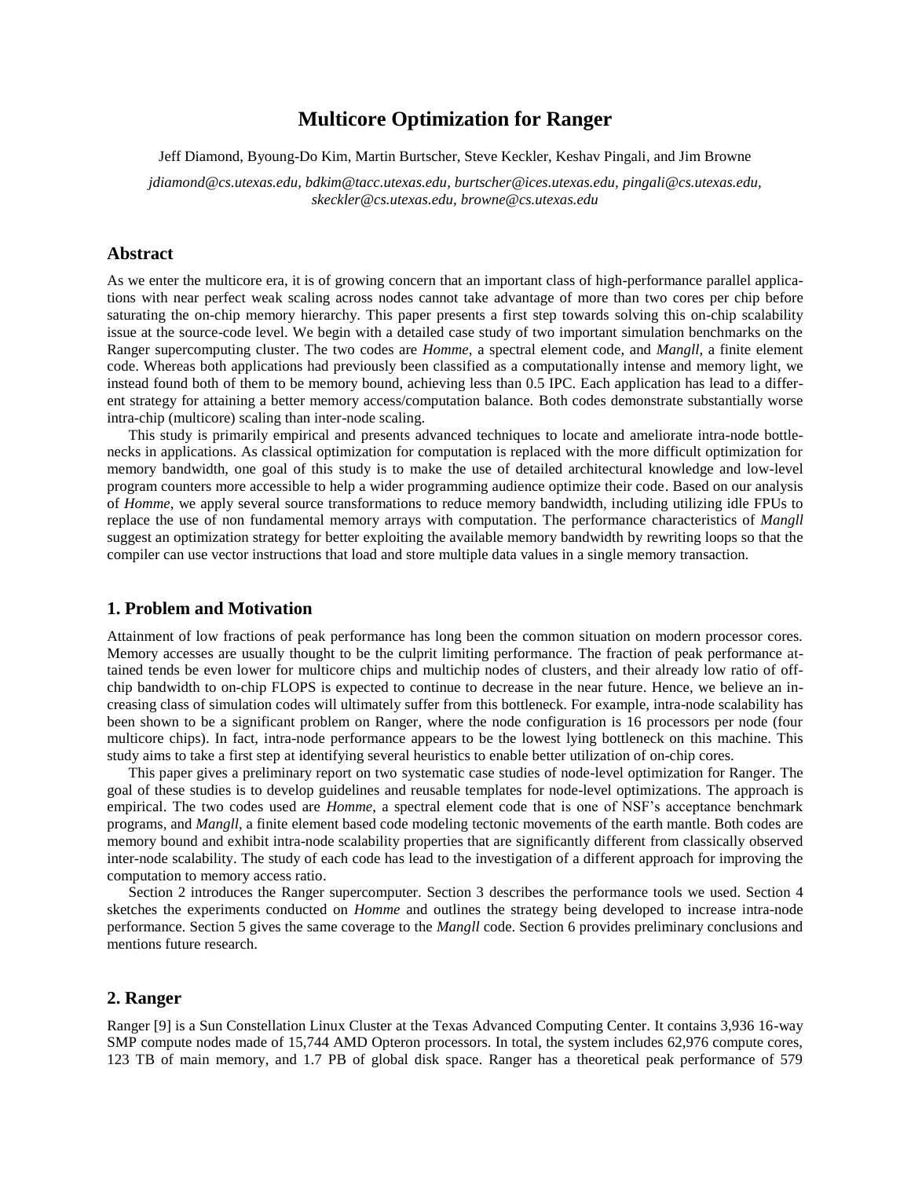# Multicore Optimization for Ranger

Jeff Diamond, Byoung-Do Kim, Martin Burtscher, Steve Keckler, Keshav Pingali, and Jim Browne

*jdiamond@cs.utexas.edu, bdkim@tacc.utexas.edu, burtscher@ices.utexas.edu, pingali@cs.utexas.edu, skeckler@cs.utexas.edu, browne@cs.utexas.edu*

## Abstract

As we enter the multicore era, it is of growing concern that an important class of high-performance parallel applications with near perfect weak scaling across nodes cannot take advantage of more than two cores per chip before saturating the on-chip memory hierarchy. This paper presents a first step towards solving this on-chip scalability issue at the source-code level. We begin with a detailed case study of two important simulation benchmarks on the Ranger supercomputing cluster. The two codes are *Homme*, a spectral element code, and *Mangll*, a finite element code. Whereas both applications had previously been classified as a computationally intense and memory light, we instead found both of them to be memory bound, achieving less than 0.5 IPC. Each application has lead to a different strategy for attaining a better memory access/computation balance. Both codes demonstrate substantially worse intra-chip (multicore) scaling than inter-node scaling.

This study is primarily empirical and presents advanced techniques to locate and ameliorate intra-node bottlenecks in applications. As classical optimization for computation is replaced with the more difficult optimization for memory bandwidth, one goal of this study is to make the use of detailed architectural knowledge and low-level program counters more accessible to help a wider programming audience optimize their code. Based on our analysis of *Homme*, we apply several source transformations to reduce memory bandwidth, including utilizing idle FPUs to replace the use of non fundamental memory arrays with computation. The performance characteristics of *Mangll* suggest an optimization strategy for better exploiting the available memory bandwidth by rewriting loops so that the compiler can use vector instructions that load and store multiple data values in a single memory transaction.

## 1. Problem and Motivation

Attainment of low fractions of peak performance has long been the common situation on modern processor cores. Memory accesses are usually thought to be the culprit limiting performance. The fraction of peak performance attained tends be even lower for multicore chips and multichip nodes of clusters, and their already low ratio of off-chip bandwidth to on-chip FLOPS is expected to continue to decrease in the near future. Hence, we believe an increasing class of simulation codes will ultimately suffer from this bottleneck. For example, intra-node scalability has been shown to be a significant problem on Ranger, where the node configuration is 16 processors per node (four multicore chips). In fact, intra-node performance appears to be the lowest lying bottleneck on this machine. This study aims to take a first step at identifying several heuristics to enable better utilization of on-chip cores.

This paper gives a preliminary report on two systematic case studies of node-level optimization for Ranger. The goal of these studies is to develop guidelines and reusable templates for node-level optimizations. The approach is empirical. The two codes used are *Homme*, a spectral element code that is one of NSF's acceptance benchmark programs, and *Mangll*, a finite element based code modeling tectonic movements of the earth mantle. Both codes are memory bound and exhibit intra-node scalability properties that are significantly different from classically observed inter-node scalability. The study of each code has lead to the investigation of a different approach for improving the computation to memory access ratio.

Section 2 introduces the Ranger supercomputer. Section 3 describes the performance tools we used. Section 4 sketches the experiments conducted on *Homme* and outlines the strategy being developed to increase intra-node performance. Section 5 gives the same coverage to the *Mangll* code. Section 6 provides preliminary conclusions and mentions future research.

## 2. Ranger

Ranger [9] is a Sun Constellation Linux Cluster at the Texas Advanced Computing Center. It contains 3,936 16-way SMP compute nodes made of 15,744 AMD Opteron processors. In total, the system includes 62,976 compute cores, 123 TB of main memory, and 1.7 PB of global disk space. Ranger has a theoretical peak performance of 579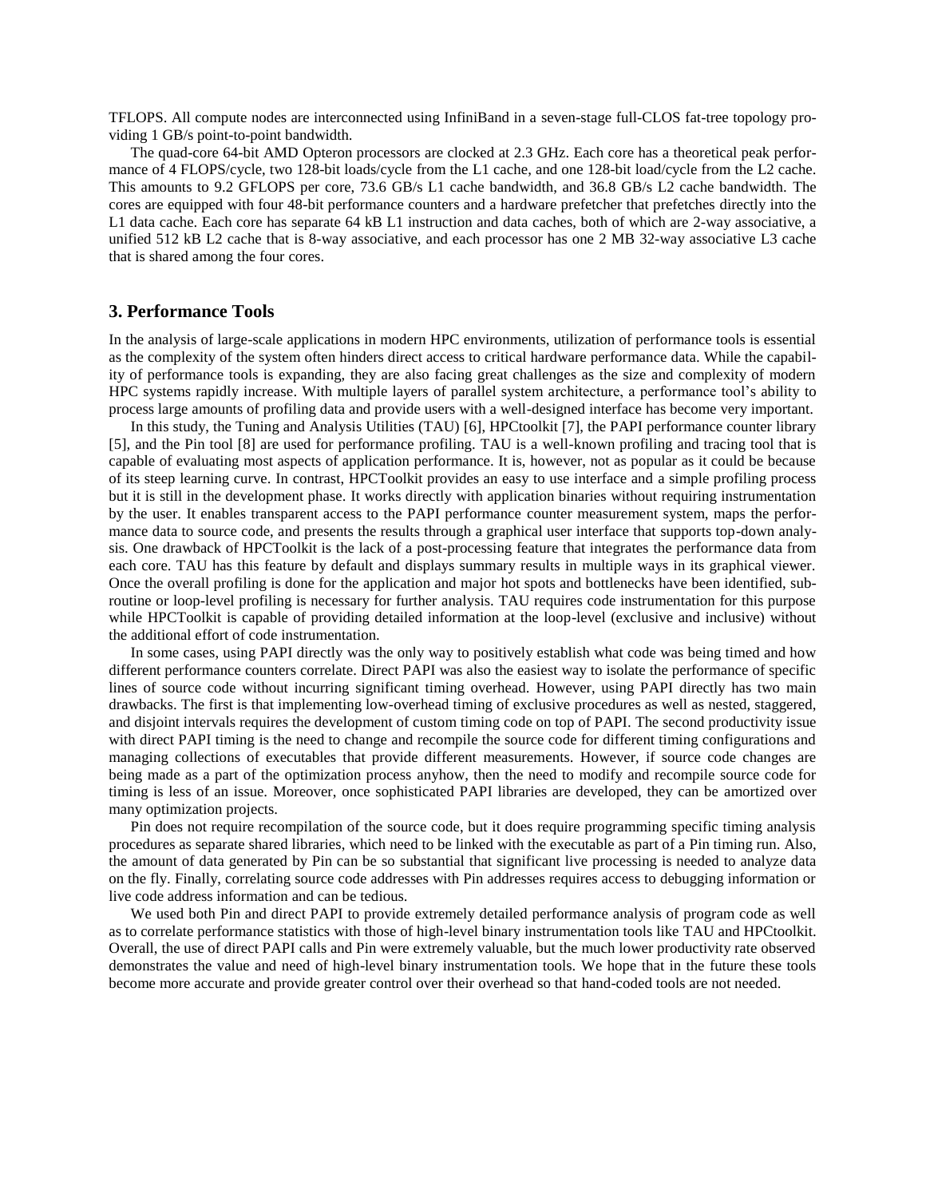TFLOPS. All compute nodes are interconnected using InfiniBand in a seven-stage full-CLOS fat-tree topology providing 1 GB/s point-to-point bandwidth.

The quad-core 64-bit AMD Opteron processors are clocked at 2.3 GHz. Each core has a theoretical peak performance of 4 FLOPS/cycle, two 128-bit loads/cycle from the L1 cache, and one 128-bit load/cycle from the L2 cache. This amounts to 9.2 GFLOPS per core, 73.6 GB/s L1 cache bandwidth, and 36.8 GB/s L2 cache bandwidth. The cores are equipped with four 48-bit performance counters and a hardware prefetcher that prefetches directly into the L1 data cache. Each core has separate 64 kB L1 instruction and data caches, both of which are 2-way associative, a unified 512 kB L2 cache that is 8-way associative, and each processor has one 2 MB 32-way associative L3 cache that is shared among the four cores.

## 3. Performance Tools

In the analysis of large-scale applications in modern HPC environments, utilization of performance tools is essential as the complexity of the system often hinders direct access to critical hardware performance data. While the capability of performance tools is expanding, they are also facing great challenges as the size and complexity of modern HPC systems rapidly increase. With multiple layers of parallel system architecture, a performance tool's ability to process large amounts of profiling data and provide users with a well-designed interface has become very important.

In this study, the Tuning and Analysis Utilities (TAU) [6], HPCtoolkit [7], the PAPI performance counter library [5], and the Pin tool [8] are used for performance profiling. TAU is a well-known profiling and tracing tool that is capable of evaluating most aspects of application performance. It is, however, not as popular as it could be because of its steep learning curve. In contrast, HPCToolkit provides an easy to use interface and a simple profiling process but it is still in the development phase. It works directly with application binaries without requiring instrumentation by the user. It enables transparent access to the PAPI performance counter measurement system, maps the performance data to source code, and presents the results through a graphical user interface that supports top-down analysis. One drawback of HPCToolkit is the lack of a post-processing feature that integrates the performance data from each core. TAU has this feature by default and displays summary results in multiple ways in its graphical viewer. Once the overall profiling is done for the application and major hot spots and bottlenecks have been identified, subroutine or loop-level profiling is necessary for further analysis. TAU requires code instrumentation for this purpose while HPCToolkit is capable of providing detailed information at the loop-level (exclusive and inclusive) without the additional effort of code instrumentation.

In some cases, using PAPI directly was the only way to positively establish what code was being timed and how different performance counters correlate. Direct PAPI was also the easiest way to isolate the performance of specific lines of source code without incurring significant timing overhead. However, using PAPI directly has two main drawbacks. The first is that implementing low-overhead timing of exclusive procedures as well as nested, staggered, and disjoint intervals requires the development of custom timing code on top of PAPI. The second productivity issue with direct PAPI timing is the need to change and recompile the source code for different timing configurations and managing collections of executables that provide different measurements. However, if source code changes are being made as a part of the optimization process anyhow, then the need to modify and recompile source code for timing is less of an issue. Moreover, once sophisticated PAPI libraries are developed, they can be amortized over many optimization projects.

Pin does not require recompilation of the source code, but it does require programming specific timing analysis procedures as separate shared libraries, which need to be linked with the executable as part of a Pin timing run. Also, the amount of data generated by Pin can be so substantial that significant live processing is needed to analyze data on the fly. Finally, correlating source code addresses with Pin addresses requires access to debugging information or live code address information and can be tedious.

We used both Pin and direct PAPI to provide extremely detailed performance analysis of program code as well as to correlate performance statistics with those of high-level binary instrumentation tools like TAU and HPCtoolkit. Overall, the use of direct PAPI calls and Pin were extremely valuable, but the much lower productivity rate observed demonstrates the value and need of high-level binary instrumentation tools. We hope that in the future these tools become more accurate and provide greater control over their overhead so that hand-coded tools are not needed.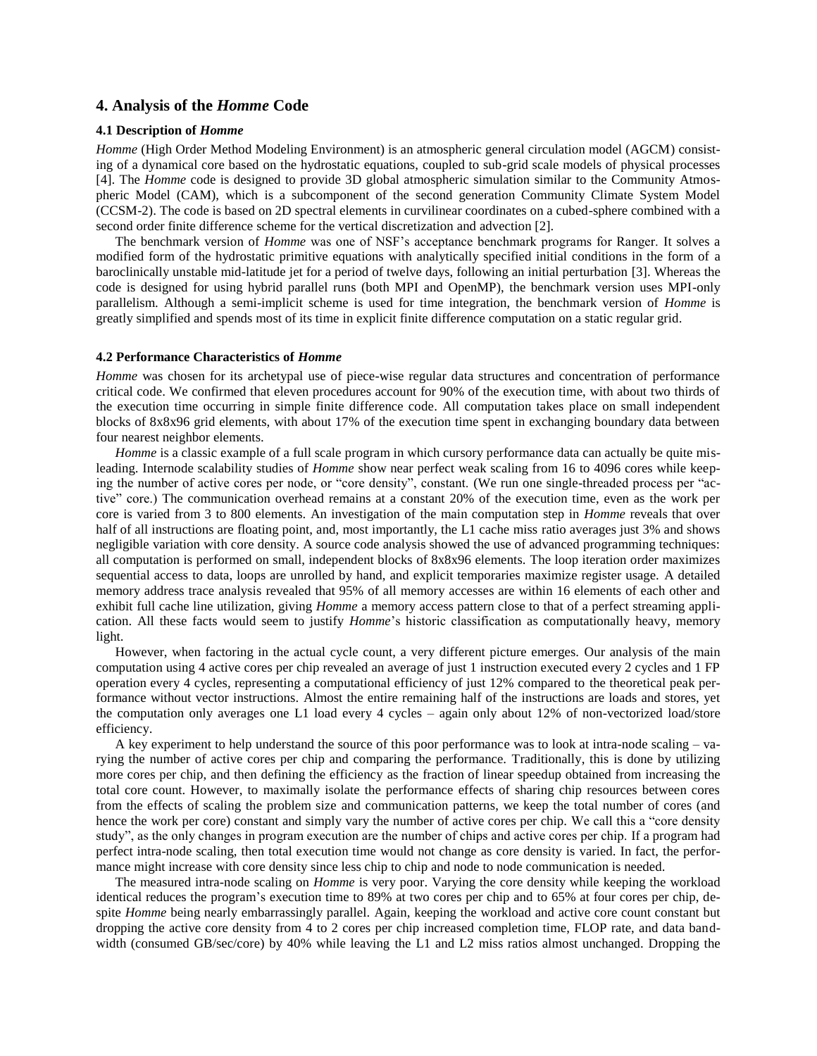## 4. Analysis of the *Homme* Code

### 4.1 Description of *Homme*

*Homme* (High Order Method Modeling Environment) is an atmospheric general circulation model (AGCM) consisting of a dynamical core based on the hydrostatic equations, coupled to sub-grid scale models of physical processes [4]. The *Homme* code is designed to provide 3D global atmospheric simulation similar to the Community Atmospheric Model (CAM), which is a subcomponent of the second generation Community Climate System Model (CCSM-2). The code is based on 2D spectral elements in curvilinear coordinates on a cubed-sphere combined with a second order finite difference scheme for the vertical discretization and advection [2].

The benchmark version of *Homme* was one of NSF's acceptance benchmark programs for Ranger. It solves a modified form of the hydrostatic primitive equations with analytically specified initial conditions in the form of a baroclinically unstable mid-latitude jet for a period of twelve days, following an initial perturbation [3]. Whereas the code is designed for using hybrid parallel runs (both MPI and OpenMP), the benchmark version uses MPI-only parallelism. Although a semi-implicit scheme is used for time integration, the benchmark version of *Homme* is greatly simplified and spends most of its time in explicit finite difference computation on a static regular grid.

### 4.2 Performance Characteristics of *Homme*

*Homme* was chosen for its archetypal use of piece-wise regular data structures and concentration of performance critical code. We confirmed that eleven procedures account for 90% of the execution time, with about two thirds of the execution time occurring in simple finite difference code. All computation takes place on small independent blocks of 8x8x96 grid elements, with about 17% of the execution time spent in exchanging boundary data between four nearest neighbor elements.

*Homme* is a classic example of a full scale program in which cursory performance data can actually be quite misleading. Internode scalability studies of *Homme* show near perfect weak scaling from 16 to 4096 cores while keeping the number of active cores per node, or "core density", constant. (We run one single-threaded process per "active" core.) The communication overhead remains at a constant 20% of the execution time, even as the work per core is varied from 3 to 800 elements. An investigation of the main computation step in *Homme* reveals that over half of all instructions are floating point, and, most importantly, the L1 cache miss ratio averages just 3% and shows negligible variation with core density. A source code analysis showed the use of advanced programming techniques: all computation is performed on small, independent blocks of 8x8x96 elements. The loop iteration order maximizes sequential access to data, loops are unrolled by hand, and explicit temporaries maximize register usage. A detailed memory address trace analysis revealed that 95% of all memory accesses are within 16 elements of each other and exhibit full cache line utilization, giving *Homme* a memory access pattern close to that of a perfect streaming application. All these facts would seem to justify *Homme*'s historic classification as computationally heavy, memory light.

However, when factoring in the actual cycle count, a very different picture emerges. Our analysis of the main computation using 4 active cores per chip revealed an average of just 1 instruction executed every 2 cycles and 1 FP operation every 4 cycles, representing a computational efficiency of just 12% compared to the theoretical peak performance without vector instructions. Almost the entire remaining half of the instructions are loads and stores, yet the computation only averages one L1 load every 4 cycles – again only about 12% of non-vectorized load/store efficiency.

A key experiment to help understand the source of this poor performance was to look at intra-node scaling – varying the number of active cores per chip and comparing the performance. Traditionally, this is done by utilizing more cores per chip, and then defining the efficiency as the fraction of linear speedup obtained from increasing the total core count. However, to maximally isolate the performance effects of sharing chip resources between cores from the effects of scaling the problem size and communication patterns, we keep the total number of cores (and hence the work per core) constant and simply vary the number of active cores per chip. We call this a "core density study", as the only changes in program execution are the number of chips and active cores per chip. If a program had perfect intra-node scaling, then total execution time would not change as core density is varied. In fact, the performance might increase with core density since less chip to chip and node to node communication is needed.

The measured intra-node scaling on *Homme* is very poor. Varying the core density while keeping the workload identical reduces the program's execution time to 89% at two cores per chip and to 65% at four cores per chip, despite *Homme* being nearly embarrassingly parallel. Again, keeping the workload and active core count constant but dropping the active core density from 4 to 2 cores per chip increased completion time, FLOP rate, and data bandwidth (consumed GB/sec/core) by 40% while leaving the L1 and L2 miss ratios almost unchanged. Dropping the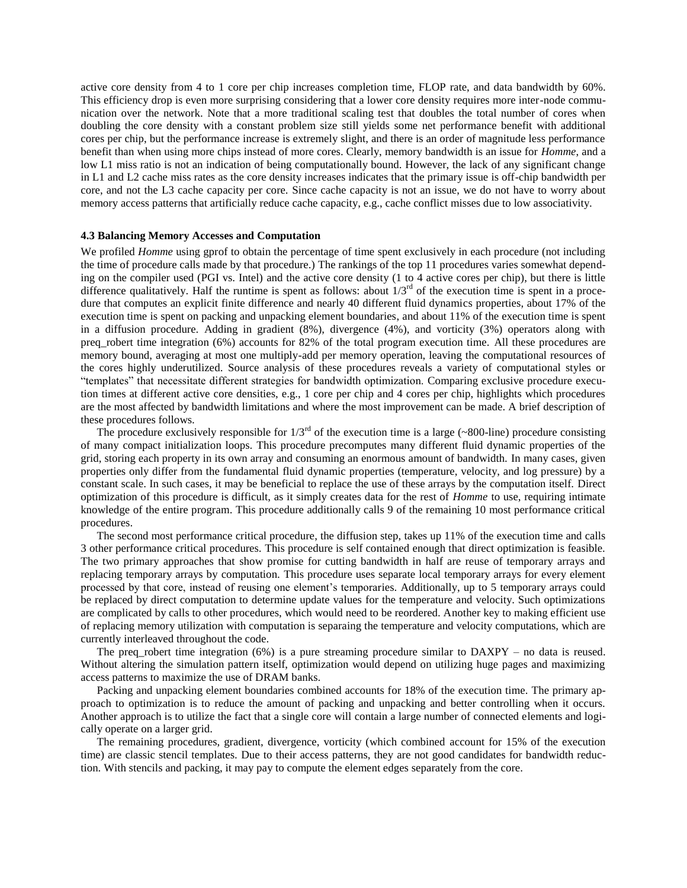active core density from 4 to 1 core per chip increases completion time, FLOP rate, and data bandwidth by 60%. This efficiency drop is even more surprising considering that a lower core density requires more inter-node communication over the network. Note that a more traditional scaling test that doubles the total number of cores when doubling the core density with a constant problem size still yields some net performance benefit with additional cores per chip, but the performance increase is extremely slight, and there is an order of magnitude less performance benefit than when using more chips instead of more cores. Clearly, memory bandwidth is an issue for *Homme*, and a low L1 miss ratio is not an indication of being computationally bound. However, the lack of any significant change in L1 and L2 cache miss rates as the core density increases indicates that the primary issue is off-chip bandwidth per core, and not the L3 cache capacity per core. Since cache capacity is not an issue, we do not have to worry about memory access patterns that artificially reduce cache capacity, e.g., cache conflict misses due to low associativity.

#### 4.3 Balancing Memory Accesses and Computation

We profiled *Homme* using gprof to obtain the percentage of time spent exclusively in each procedure (not including the time of procedure calls made by that procedure.) The rankings of the top 11 procedures varies somewhat depending on the compiler used (PGI vs. Intel) and the active core density (1 to 4 active cores per chip), but there is little difference qualitatively. Half the runtime is spent as follows: about 1/3rd of the execution time is spent in a procedure that computes an explicit finite difference and nearly 40 different fluid dynamics properties, about 17% of the execution time is spent on packing and unpacking element boundaries, and about 11% of the execution time is spent in a diffusion procedure. Adding in gradient (8%), divergence (4%), and vorticity (3%) operators along with preq_robert time integration (6%) accounts for 82% of the total program execution time. All these procedures are memory bound, averaging at most one multiply-add per memory operation, leaving the computational resources of the cores highly underutilized. Source analysis of these procedures reveals a variety of computational styles or "templates" that necessitate different strategies for bandwidth optimization. Comparing exclusive procedure execution times at different active core densities, e.g., 1 core per chip and 4 cores per chip, highlights which procedures are the most affected by bandwidth limitations and where the most improvement can be made. A brief description of these procedures follows.

The procedure exclusively responsible for 1/3rd of the execution time is a large (~800-line) procedure consisting of many compact initialization loops. This procedure precomputes many different fluid dynamic properties of the grid, storing each property in its own array and consuming an enormous amount of bandwidth. In many cases, given properties only differ from the fundamental fluid dynamic properties (temperature, velocity, and log pressure) by a constant scale. In such cases, it may be beneficial to replace the use of these arrays by the computation itself. Direct optimization of this procedure is difficult, as it simply creates data for the rest of *Homme* to use, requiring intimate knowledge of the entire program. This procedure additionally calls 9 of the remaining 10 most performance critical procedures.

The second most performance critical procedure, the diffusion step, takes up 11% of the execution time and calls 3 other performance critical procedures. This procedure is self contained enough that direct optimization is feasible. The two primary approaches that show promise for cutting bandwidth in half are reuse of temporary arrays and replacing temporary arrays by computation. This procedure uses separate local temporary arrays for every element processed by that core, instead of reusing one element's temporaries. Additionally, up to 5 temporary arrays could be replaced by direct computation to determine update values for the temperature and velocity. Such optimizations are complicated by calls to other procedures, which would need to be reordered. Another key to making efficient use of replacing memory utilization with computation is separaing the temperature and velocity computations, which are currently interleaved throughout the code.

The preq_robert time integration (6%) is a pure streaming procedure similar to DAXPY – no data is reused. Without altering the simulation pattern itself, optimization would depend on utilizing huge pages and maximizing access patterns to maximize the use of DRAM banks.

Packing and unpacking element boundaries combined accounts for 18% of the execution time. The primary approach to optimization is to reduce the amount of packing and unpacking and better controlling when it occurs. Another approach is to utilize the fact that a single core will contain a large number of connected elements and logically operate on a larger grid.

The remaining procedures, gradient, divergence, vorticity (which combined account for 15% of the execution time) are classic stencil templates. Due to their access patterns, they are not good candidates for bandwidth reduction. With stencils and packing, it may pay to compute the element edges separately from the core.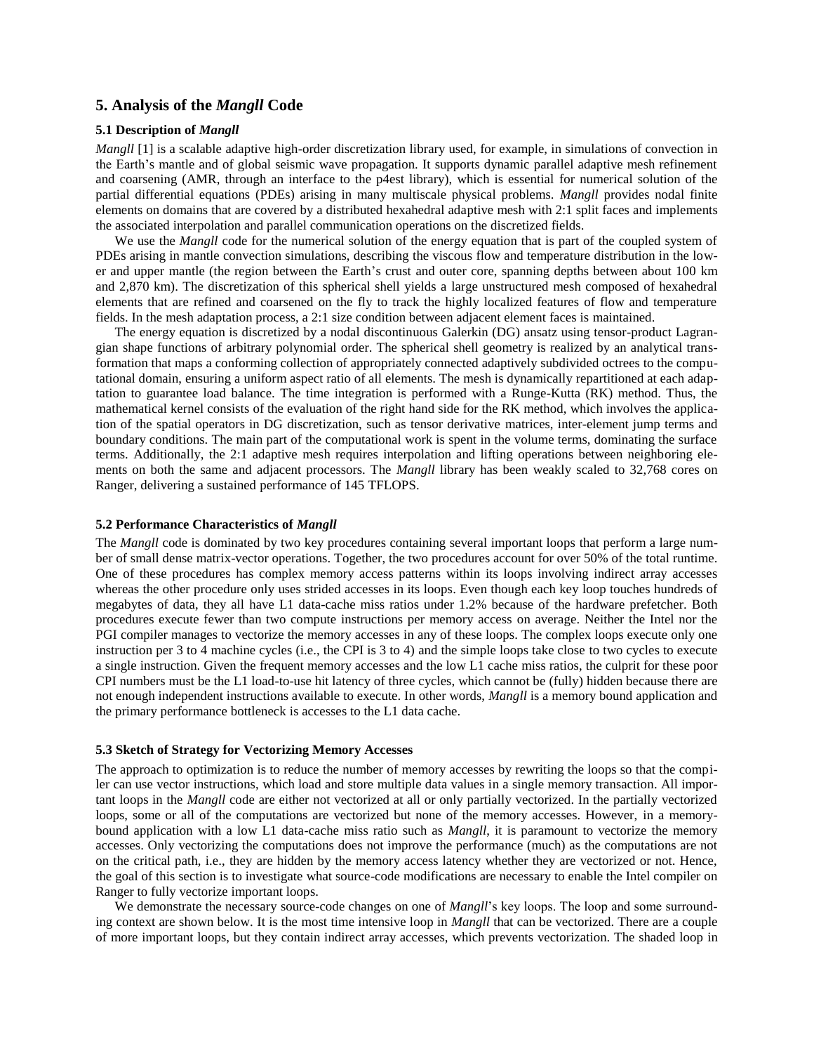## 5. Analysis of the *Mangll* Code

### 5.1 Description of *Mangll*

*Mangll* [1] is a scalable adaptive high-order discretization library used, for example, in simulations of convection in the Earth's mantle and of global seismic wave propagation. It supports dynamic parallel adaptive mesh refinement and coarsening (AMR, through an interface to the p4est library), which is essential for numerical solution of the partial differential equations (PDEs) arising in many multiscale physical problems. *Mangll* provides nodal finite elements on domains that are covered by a distributed hexahedral adaptive mesh with 2:1 split faces and implements the associated interpolation and parallel communication operations on the discretized fields.

We use the *Mangll* code for the numerical solution of the energy equation that is part of the coupled system of PDEs arising in mantle convection simulations, describing the viscous flow and temperature distribution in the lower and upper mantle (the region between the Earth's crust and outer core, spanning depths between about 100 km and 2,870 km). The discretization of this spherical shell yields a large unstructured mesh composed of hexahedral elements that are refined and coarsened on the fly to track the highly localized features of flow and temperature fields. In the mesh adaptation process, a 2:1 size condition between adjacent element faces is maintained.

The energy equation is discretized by a nodal discontinuous Galerkin (DG) ansatz using tensor-product Lagrangian shape functions of arbitrary polynomial order. The spherical shell geometry is realized by an analytical transformation that maps a conforming collection of appropriately connected adaptively subdivided octrees to the computational domain, ensuring a uniform aspect ratio of all elements. The mesh is dynamically repartitioned at each adaptation to guarantee load balance. The time integration is performed with a Runge-Kutta (RK) method. Thus, the mathematical kernel consists of the evaluation of the right hand side for the RK method, which involves the application of the spatial operators in DG discretization, such as tensor derivative matrices, inter-element jump terms and boundary conditions. The main part of the computational work is spent in the volume terms, dominating the surface terms. Additionally, the 2:1 adaptive mesh requires interpolation and lifting operations between neighboring elements on both the same and adjacent processors. The *Mangll* library has been weakly scaled to 32,768 cores on Ranger, delivering a sustained performance of 145 TFLOPS.

### 5.2 Performance Characteristics of *Mangll*

The *Mangll* code is dominated by two key procedures containing several important loops that perform a large number of small dense matrix-vector operations. Together, the two procedures account for over 50% of the total runtime. One of these procedures has complex memory access patterns within its loops involving indirect array accesses whereas the other procedure only uses strided accesses in its loops. Even though each key loop touches hundreds of megabytes of data, they all have L1 data-cache miss ratios under 1.2% because of the hardware prefetcher. Both procedures execute fewer than two compute instructions per memory access on average. Neither the Intel nor the PGI compiler manages to vectorize the memory accesses in any of these loops. The complex loops execute only one instruction per 3 to 4 machine cycles (i.e., the CPI is 3 to 4) and the simple loops take close to two cycles to execute a single instruction. Given the frequent memory accesses and the low L1 cache miss ratios, the culprit for these poor CPI numbers must be the L1 load-to-use hit latency of three cycles, which cannot be (fully) hidden because there are not enough independent instructions available to execute. In other words, *Mangll* is a memory bound application and the primary performance bottleneck is accesses to the L1 data cache.

### 5.3 Sketch of Strategy for Vectorizing Memory Accesses

The approach to optimization is to reduce the number of memory accesses by rewriting the loops so that the compiler can use vector instructions, which load and store multiple data values in a single memory transaction. All important loops in the *Mangll* code are either not vectorized at all or only partially vectorized. In the partially vectorized loops, some or all of the computations are vectorized but none of the memory accesses. However, in a memory-bound application with a low L1 data-cache miss ratio such as *Mangll*, it is paramount to vectorize the memory accesses. Only vectorizing the computations does not improve the performance (much) as the computations are not on the critical path, i.e., they are hidden by the memory access latency whether they are vectorized or not. Hence, the goal of this section is to investigate what source-code modifications are necessary to enable the Intel compiler on Ranger to fully vectorize important loops.

We demonstrate the necessary source-code changes on one of *Mangll*'s key loops. The loop and some surrounding context are shown below. It is the most time intensive loop in *Mangll* that can be vectorized. There are a couple of more important loops, but they contain indirect array accesses, which prevents vectorization. The shaded loop in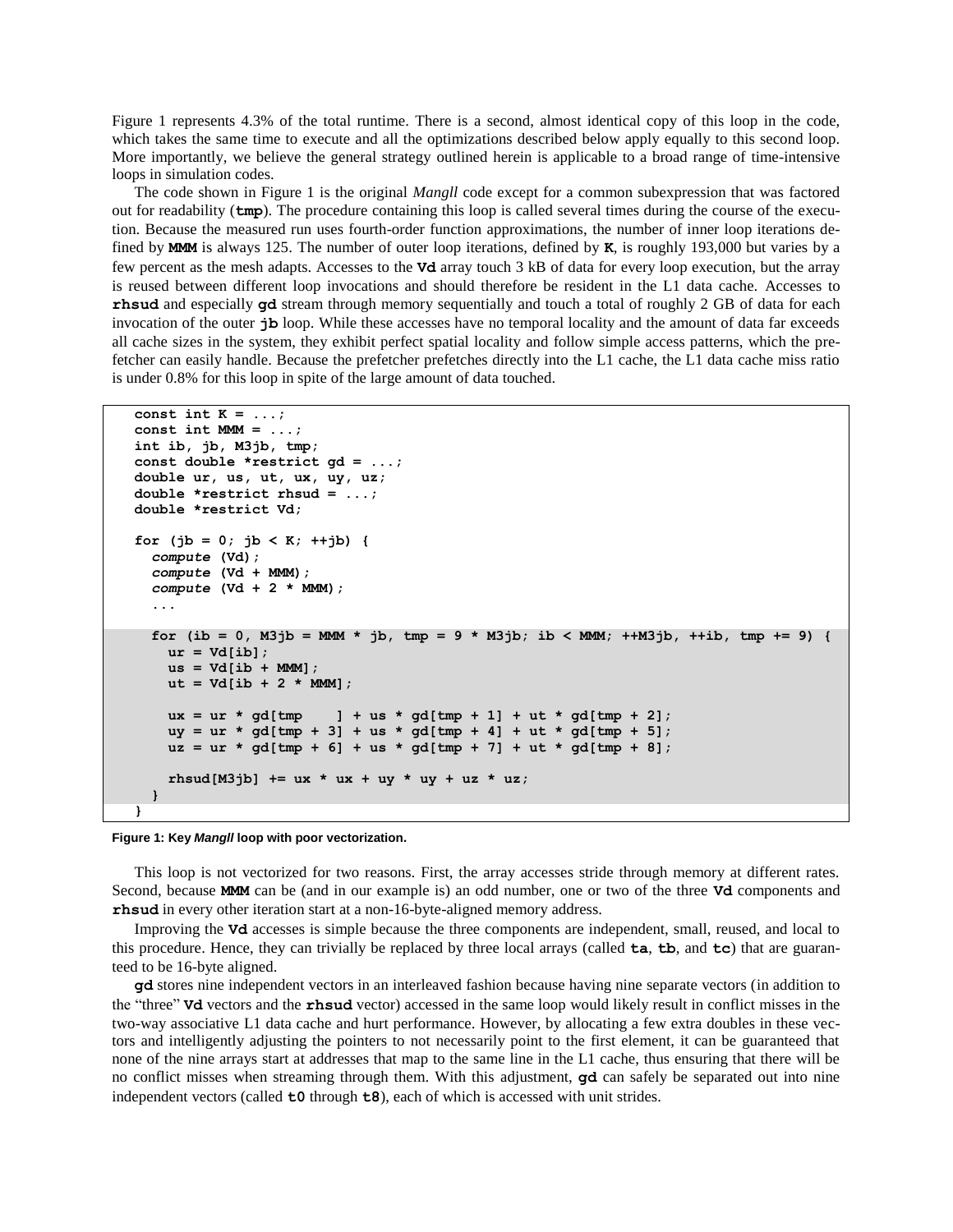Figure 1 represents 4.3% of the total runtime. There is a second, almost identical copy of this loop in the code, which takes the same time to execute and all the optimizations described below apply equally to this second loop. More importantly, we believe the general strategy outlined herein is applicable to a broad range of time-intensive loops in simulation codes.

The code shown in Figure 1 is the original *Mangll* code except for a common subexpression that was factored out for readability (**tmp**). The procedure containing this loop is called several times during the course of the execution. Because the measured run uses fourth-order function approximations, the number of inner loop iterations defined by **MMM** is always 125. The number of outer loop iterations, defined by **K**, is roughly 193,000 but varies by a few percent as the mesh adapts. Accesses to the **Vd** array touch 3 kB of data for every loop execution, but the array is reused between different loop invocations and should therefore be resident in the L1 data cache. Accesses to **rhsud** and especially **gd** stream through memory sequentially and touch a total of roughly 2 GB of data for each invocation of the outer **jb** loop. While these accesses have no temporal locality and the amount of data far exceeds all cache sizes in the system, they exhibit perfect spatial locality and follow simple access patterns, which the prefetcher can easily handle. Because the prefetcher prefetches directly into the L1 cache, the L1 data cache miss ratio is under 0.8% for this loop in spite of the large amount of data touched.

```
const int K = ...;
const int MMM = ...;
int ib, jb, M3jb, tmp;
const double *restrict gd = ...;
double ur, us, ut, ux, uy, uz;
double *restrict rhsud = ...;
double *restrict Vd;

for (jb = 0; jb < K; ++jb) {
  compute (Vd);
  compute (Vd + MMM);
  compute (Vd + 2 * MMM);
  ...

  for (ib = 0, M3jb = MMM * jb, tmp = 9 * M3jb; ib < MMM; ++M3jb, ++ib, tmp += 9) {
    ur = Vd[ib];
    us = Vd[ib + MMM];
    ut = Vd[ib + 2 * MMM];

    ux = ur * gd[tmp    ] + us * gd[tmp + 1] + ut * gd[tmp + 2];
    uy = ur * gd[tmp + 3] + us * gd[tmp + 4] + ut * gd[tmp + 5];
    uz = ur * gd[tmp + 6] + us * gd[tmp + 7] + ut * gd[tmp + 8];

    rhsud[M3jb] += ux * ux + uy * uy + uz * uz;
  }
}
```

**Figure 1: Key *Mangll* loop with poor vectorization.**

This loop is not vectorized for two reasons. First, the array accesses stride through memory at different rates. Second, because **MMM** can be (and in our example is) an odd number, one or two of the three **Vd** components and **rhsud** in every other iteration start at a non-16-byte-aligned memory address.

Improving the **Vd** accesses is simple because the three components are independent, small, reused, and local to this procedure. Hence, they can trivially be replaced by three local arrays (called **ta**, **tb**, and **tc**) that are guaranteed to be 16-byte aligned.

**gd** stores nine independent vectors in an interleaved fashion because having nine separate vectors (in addition to the "three" **Vd** vectors and the **rhsud** vector) accessed in the same loop would likely result in conflict misses in the two-way associative L1 data cache and hurt performance. However, by allocating a few extra doubles in these vectors and intelligently adjusting the pointers to not necessarily point to the first element, it can be guaranteed that none of the nine arrays start at addresses that map to the same line in the L1 cache, thus ensuring that there will be no conflict misses when streaming through them. With this adjustment, **gd** can safely be separated out into nine independent vectors (called **t0** through **t8**), each of which is accessed with unit strides.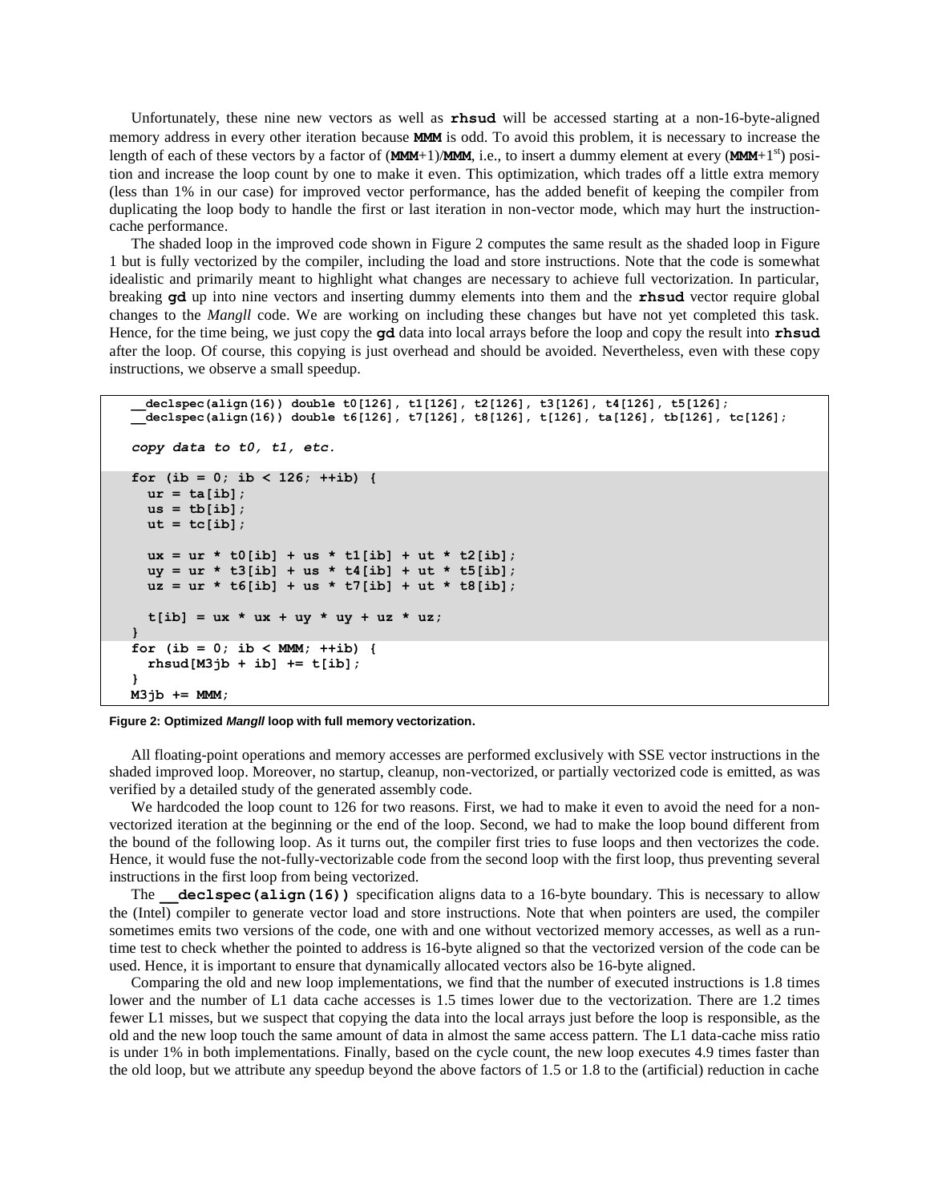Unfortunately, these nine new vectors as well as **rhsud** will be accessed starting at a non-16-byte-aligned memory address in every other iteration because **MMM** is odd. To avoid this problem, it is necessary to increase the length of each of these vectors by a factor of (**MMM**+1)/**MMM**, i.e., to insert a dummy element at every (**MMM**+1st) position and increase the loop count by one to make it even. This optimization, which trades off a little extra memory (less than 1% in our case) for improved vector performance, has the added benefit of keeping the compiler from duplicating the loop body to handle the first or last iteration in non-vector mode, which may hurt the instruction-cache performance.

The shaded loop in the improved code shown in Figure 2 computes the same result as the shaded loop in Figure 1 but is fully vectorized by the compiler, including the load and store instructions. Note that the code is somewhat idealistic and primarily meant to highlight what changes are necessary to achieve full vectorization. In particular, breaking **gd** up into nine vectors and inserting dummy elements into them and the **rhsud** vector require global changes to the *Mangll* code. We are working on including these changes but have not yet completed this task. Hence, for the time being, we just copy the **gd** data into local arrays before the loop and copy the result into **rhsud** after the loop. Of course, this copying is just overhead and should be avoided. Nevertheless, even with these copy instructions, we observe a small speedup.

```
__declspec(align(16)) double t0[126], t1[126], t2[126], t3[126], t4[126], t5[126];
__declspec(align(16)) double t6[126], t7[126], t8[126], t[126], ta[126], tb[126], tc[126];

copy data to t0, t1, etc.

for (ib = 0; ib < 126; ++ib) {
  ur = ta[ib];
  us = tb[ib];
  ut = tc[ib];

  ux = ur * t0[ib] + us * t1[ib] + ut * t2[ib];
  uy = ur * t3[ib] + us * t4[ib] + ut * t5[ib];
  uz = ur * t6[ib] + us * t7[ib] + ut * t8[ib];

  t[ib] = ux * ux + uy * uy + uz * uz;
}
for (ib = 0; ib < MMM; ++ib) {
  rhsud[M3jb + ib] += t[ib];
}
M3jb += MMM;
```

**Figure 2: Optimized *Mangll* loop with full memory vectorization.**

All floating-point operations and memory accesses are performed exclusively with SSE vector instructions in the shaded improved loop. Moreover, no startup, cleanup, non-vectorized, or partially vectorized code is emitted, as was verified by a detailed study of the generated assembly code.

We hardcoded the loop count to 126 for two reasons. First, we had to make it even to avoid the need for a non-vectorized iteration at the beginning or the end of the loop. Second, we had to make the loop bound different from the bound of the following loop. As it turns out, the compiler first tries to fuse loops and then vectorizes the code. Hence, it would fuse the not-fully-vectorizable code from the second loop with the first loop, thus preventing several instructions in the first loop from being vectorized.

The **__declspec(align(16))** specification aligns data to a 16-byte boundary. This is necessary to allow the (Intel) compiler to generate vector load and store instructions. Note that when pointers are used, the compiler sometimes emits two versions of the code, one with and one without vectorized memory accesses, as well as a run-time test to check whether the pointed to address is 16-byte aligned so that the vectorized version of the code can be used. Hence, it is important to ensure that dynamically allocated vectors also be 16-byte aligned.

Comparing the old and new loop implementations, we find that the number of executed instructions is 1.8 times lower and the number of L1 data cache accesses is 1.5 times lower due to the vectorization. There are 1.2 times fewer L1 misses, but we suspect that copying the data into the local arrays just before the loop is responsible, as the old and the new loop touch the same amount of data in almost the same access pattern. The L1 data-cache miss ratio is under 1% in both implementations. Finally, based on the cycle count, the new loop executes 4.9 times faster than the old loop, but we attribute any speedup beyond the above factors of 1.5 or 1.8 to the (artificial) reduction in cache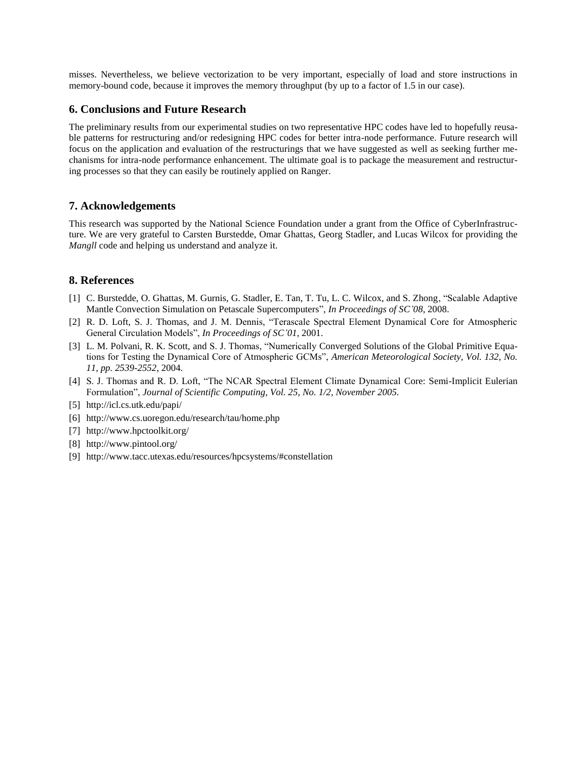misses. Nevertheless, we believe vectorization to be very important, especially of load and store instructions in memory-bound code, because it improves the memory throughput (by up to a factor of 1.5 in our case).

## 6. Conclusions and Future Research

The preliminary results from our experimental studies on two representative HPC codes have led to hopefully reusable patterns for restructuring and/or redesigning HPC codes for better intra-node performance. Future research will focus on the application and evaluation of the restructurings that we have suggested as well as seeking further mechanisms for intra-node performance enhancement. The ultimate goal is to package the measurement and restructuring processes so that they can easily be routinely applied on Ranger.

## 7. Acknowledgements

This research was supported by the National Science Foundation under a grant from the Office of CyberInfrastructure. We are very grateful to Carsten Burstedde, Omar Ghattas, Georg Stadler, and Lucas Wilcox for providing the *Mangll* code and helping us understand and analyze it.

## 8. References

[1] C. Burstedde, O. Ghattas, M. Gurnis, G. Stadler, E. Tan, T. Tu, L. C. Wilcox, and S. Zhong, "Scalable Adaptive Mantle Convection Simulation on Petascale Supercomputers", *In Proceedings of SC'08*, 2008.

[2] R. D. Loft, S. J. Thomas, and J. M. Dennis, "Terascale Spectral Element Dynamical Core for Atmospheric General Circulation Models", *In Proceedings of SC'01*, 2001.

[3] L. M. Polvani, R. K. Scott, and S. J. Thomas, "Numerically Converged Solutions of the Global Primitive Equations for Testing the Dynamical Core of Atmospheric GCMs", *American Meteorological Society, Vol. 132, No. 11, pp. 2539-2552*, 2004.

[4] S. J. Thomas and R. D. Loft, "The NCAR Spectral Element Climate Dynamical Core: Semi-Implicit Eulerian Formulation", *Journal of Scientific Computing, Vol. 25, No. 1/2, November 2005.*

[5] http://icl.cs.utk.edu/papi/

[6] http://www.cs.uoregon.edu/research/tau/home.php

[7] http://www.hpctoolkit.org/

[8] http://www.pintool.org/

[9] http://www.tacc.utexas.edu/resources/hpcsystems/#constellation